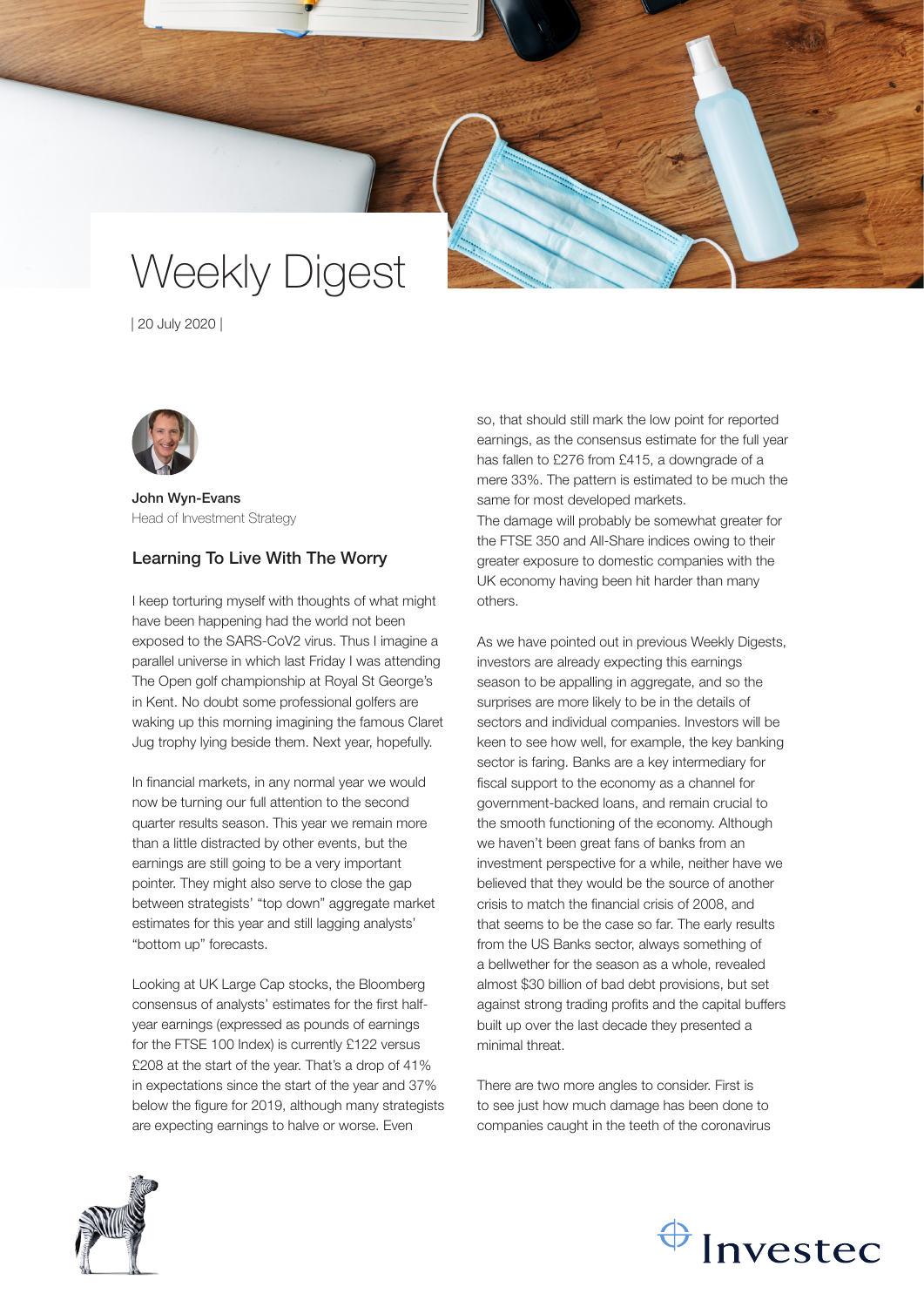# Weekly Digest

| 20 July 2020 |

**John Wyn-Evans**
Head of Investment Strategy

## Learning To Live With The Worry

I keep torturing myself with thoughts of what might have been happening had the world not been exposed to the SARS-CoV2 virus. Thus I imagine a parallel universe in which last Friday I was attending The Open golf championship at Royal St George's in Kent. No doubt some professional golfers are waking up this morning imagining the famous Claret Jug trophy lying beside them. Next year, hopefully.

In financial markets, in any normal year we would now be turning our full attention to the second quarter results season. This year we remain more than a little distracted by other events, but the earnings are still going to be a very important pointer. They might also serve to close the gap between strategists' "top down" aggregate market estimates for this year and still lagging analysts' "bottom up" forecasts.

Looking at UK Large Cap stocks, the Bloomberg consensus of analysts' estimates for the first half-year earnings (expressed as pounds of earnings for the FTSE 100 Index) is currently £122 versus £208 at the start of the year. That's a drop of 41% in expectations since the start of the year and 37% below the figure for 2019, although many strategists are expecting earnings to halve or worse. Even so, that should still mark the low point for reported earnings, as the consensus estimate for the full year has fallen to £276 from £415, a downgrade of a mere 33%. The pattern is estimated to be much the same for most developed markets.
The damage will probably be somewhat greater for the FTSE 350 and All-Share indices owing to their greater exposure to domestic companies with the UK economy having been hit harder than many others.

As we have pointed out in previous Weekly Digests, investors are already expecting this earnings season to be appalling in aggregate, and so the surprises are more likely to be in the details of sectors and individual companies. Investors will be keen to see how well, for example, the key banking sector is faring. Banks are a key intermediary for fiscal support to the economy as a channel for government-backed loans, and remain crucial to the smooth functioning of the economy. Although we haven't been great fans of banks from an investment perspective for a while, neither have we believed that they would be the source of another crisis to match the financial crisis of 2008, and that seems to be the case so far. The early results from the US Banks sector, always something of a bellwether for the season as a whole, revealed almost $30 billion of bad debt provisions, but set against strong trading profits and the capital buffers built up over the last decade they presented a minimal threat.

There are two more angles to consider. First is to see just how much damage has been done to companies caught in the teeth of the coronavirus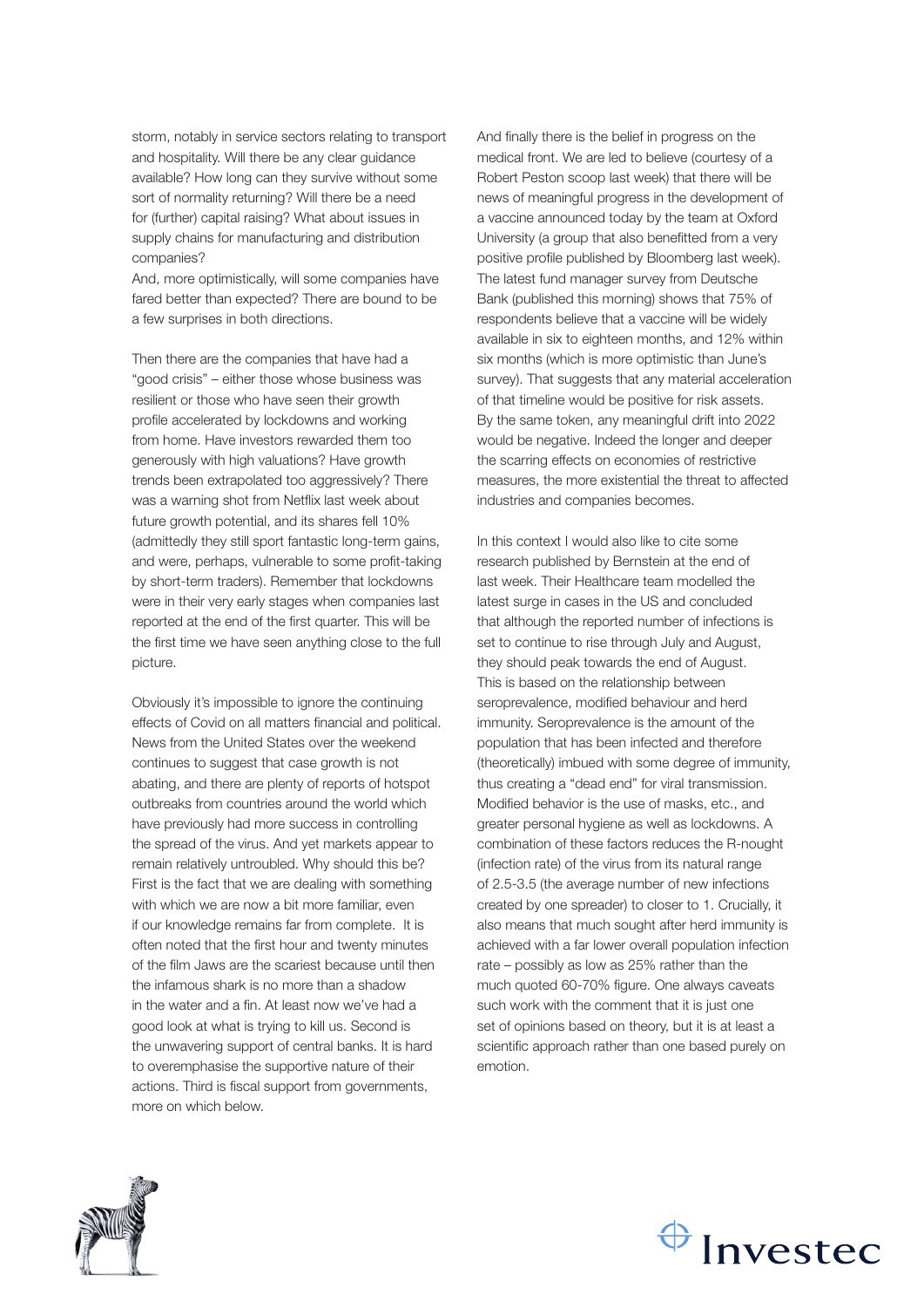storm, notably in service sectors relating to transport and hospitality. Will there be any clear guidance available? How long can they survive without some sort of normality returning? Will there be a need for (further) capital raising? What about issues in supply chains for manufacturing and distribution companies?

And, more optimistically, will some companies have fared better than expected? There are bound to be a few surprises in both directions.

Then there are the companies that have had a "good crisis" – either those whose business was resilient or those who have seen their growth profile accelerated by lockdowns and working from home. Have investors rewarded them too generously with high valuations? Have growth trends been extrapolated too aggressively? There was a warning shot from Netflix last week about future growth potential, and its shares fell 10% (admittedly they still sport fantastic long-term gains, and were, perhaps, vulnerable to some profit-taking by short-term traders). Remember that lockdowns were in their very early stages when companies last reported at the end of the first quarter. This will be the first time we have seen anything close to the full picture.

Obviously it's impossible to ignore the continuing effects of Covid on all matters financial and political. News from the United States over the weekend continues to suggest that case growth is not abating, and there are plenty of reports of hotspot outbreaks from countries around the world which have previously had more success in controlling the spread of the virus. And yet markets appear to remain relatively untroubled. Why should this be? First is the fact that we are dealing with something with which we are now a bit more familiar, even if our knowledge remains far from complete. It is often noted that the first hour and twenty minutes of the film Jaws are the scariest because until then the infamous shark is no more than a shadow in the water and a fin. At least now we've had a good look at what is trying to kill us. Second is the unwavering support of central banks. It is hard to overemphasise the supportive nature of their actions. Third is fiscal support from governments, more on which below.

And finally there is the belief in progress on the medical front. We are led to believe (courtesy of a Robert Peston scoop last week) that there will be news of meaningful progress in the development of a vaccine announced today by the team at Oxford University (a group that also benefitted from a very positive profile published by Bloomberg last week). The latest fund manager survey from Deutsche Bank (published this morning) shows that 75% of respondents believe that a vaccine will be widely available in six to eighteen months, and 12% within six months (which is more optimistic than June's survey). That suggests that any material acceleration of that timeline would be positive for risk assets. By the same token, any meaningful drift into 2022 would be negative. Indeed the longer and deeper the scarring effects on economies of restrictive measures, the more existential the threat to affected industries and companies becomes.

In this context I would also like to cite some research published by Bernstein at the end of last week. Their Healthcare team modelled the latest surge in cases in the US and concluded that although the reported number of infections is set to continue to rise through July and August, they should peak towards the end of August. This is based on the relationship between seroprevalence, modified behaviour and herd immunity. Seroprevalence is the amount of the population that has been infected and therefore (theoretically) imbued with some degree of immunity, thus creating a "dead end" for viral transmission. Modified behavior is the use of masks, etc., and greater personal hygiene as well as lockdowns. A combination of these factors reduces the R-nought (infection rate) of the virus from its natural range of 2.5-3.5 (the average number of new infections created by one spreader) to closer to 1. Crucially, it also means that much sought after herd immunity is achieved with a far lower overall population infection rate – possibly as low as 25% rather than the much quoted 60-70% figure. One always caveats such work with the comment that it is just one set of opinions based on theory, but it is at least a scientific approach rather than one based purely on emotion.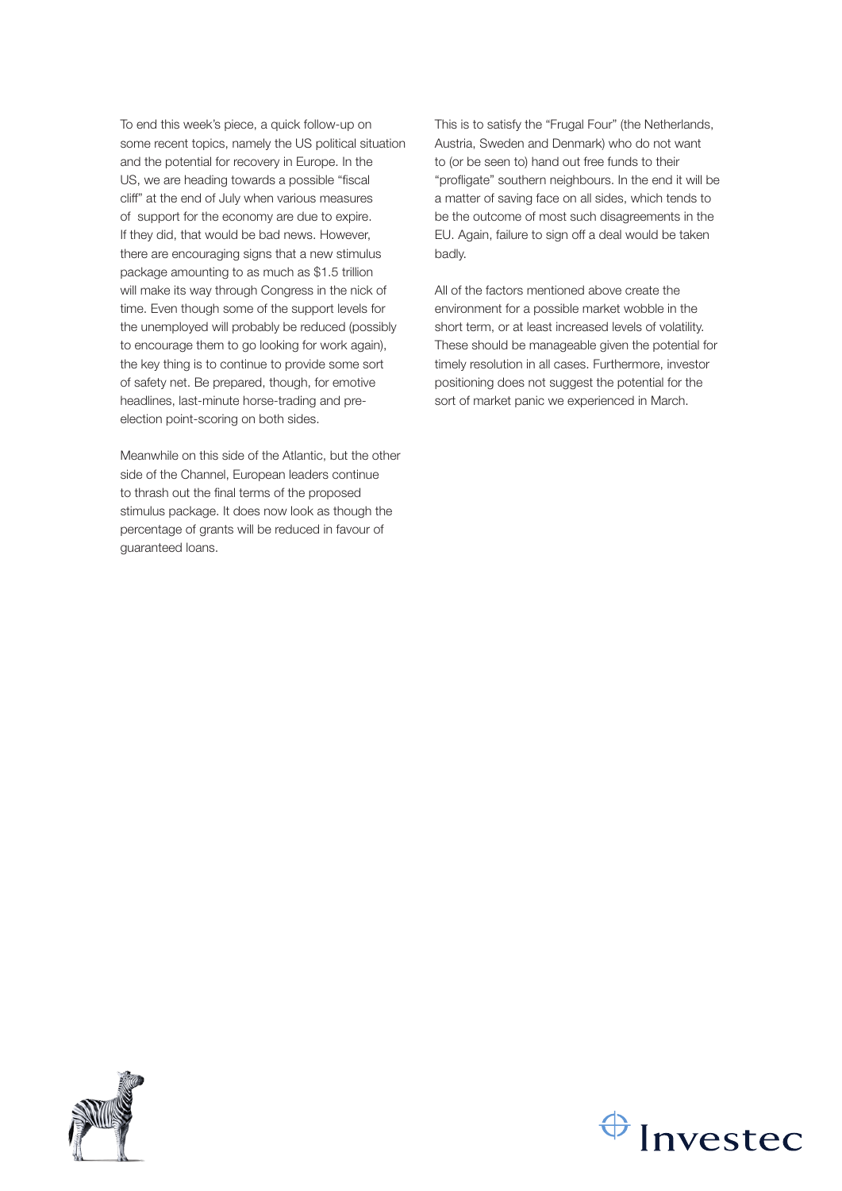To end this week's piece, a quick follow-up on some recent topics, namely the US political situation and the potential for recovery in Europe. In the US, we are heading towards a possible "fiscal cliff" at the end of July when various measures of support for the economy are due to expire. If they did, that would be bad news. However, there are encouraging signs that a new stimulus package amounting to as much as $1.5 trillion will make its way through Congress in the nick of time. Even though some of the support levels for the unemployed will probably be reduced (possibly to encourage them to go looking for work again), the key thing is to continue to provide some sort of safety net. Be prepared, though, for emotive headlines, last-minute horse-trading and pre-election point-scoring on both sides.

Meanwhile on this side of the Atlantic, but the other side of the Channel, European leaders continue to thrash out the final terms of the proposed stimulus package. It does now look as though the percentage of grants will be reduced in favour of guaranteed loans. This is to satisfy the "Frugal Four" (the Netherlands, Austria, Sweden and Denmark) who do not want to (or be seen to) hand out free funds to their "profligate" southern neighbours. In the end it will be a matter of saving face on all sides, which tends to be the outcome of most such disagreements in the EU. Again, failure to sign off a deal would be taken badly.

All of the factors mentioned above create the environment for a possible market wobble in the short term, or at least increased levels of volatility. These should be manageable given the potential for timely resolution in all cases. Furthermore, investor positioning does not suggest the potential for the sort of market panic we experienced in March.

Investec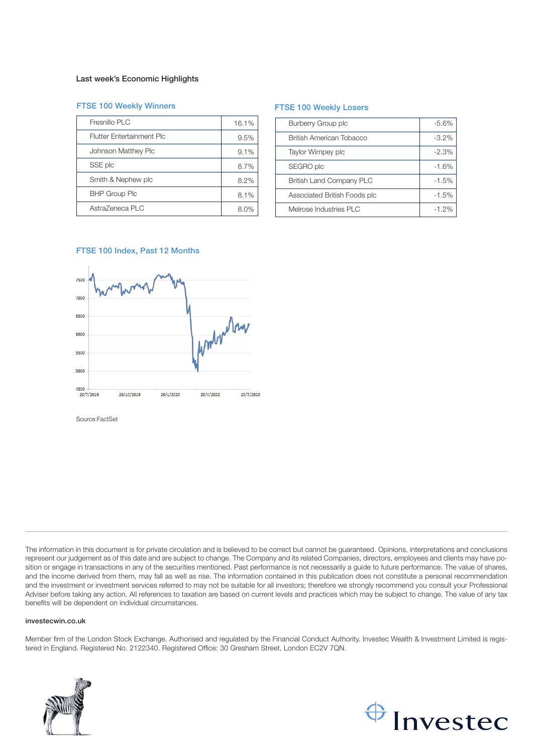## Last week's Economic Highlights

### FTSE 100 Weekly Winners

| | |
|---|---|
| Fresnillo PLC | 16.1% |
| Flutter Entertainment Plc | 9.5% |
| Johnson Matthey Plc | 9.1% |
| SSE plc | 8.7% |
| Smith & Nephew plc | 8.2% |
| BHP Group Plc | 8.1% |
| AstraZeneca PLC | 8.0% |

### FTSE 100 Weekly Losers

| | |
|---|---|
| Burberry Group plc | -5.6% |
| British American Tobacco | -3.2% |
| Taylor Wimpey plc | -2.3% |
| SEGRO plc | -1.6% |
| British Land Company PLC | -1.5% |
| Associated British Foods plc | -1.5% |
| Melrose Industries PLC | -1.2% |

### FTSE 100 Index, Past 12 Months

7500
7000
6500
6000
5500
5000
4500
20/7/2019
20/10/2019
20/1/2020
20/4/2020
20/7/2020

Source:FactSet

The information in this document is for private circulation and is believed to be correct but cannot be guaranteed. Opinions, interpretations and conclusions represent our judgement as of this date and are subject to change. The Company and its related Companies, directors, employees and clients may have position or engage in transactions in any of the securities mentioned. Past performance is not necessarily a guide to future performance. The value of shares, and the income derived from them, may fall as well as rise. The information contained in this publication does not constitute a personal recommendation and the investment or investment services referred to may not be suitable for all investors; therefore we strongly recommend you consult your Professional Adviser before taking any action. All references to taxation are based on current levels and practices which may be subject to change. The value of any tax benefits will be dependent on individual circumstances.

**investecwin.co.uk**

Member firm of the London Stock Exchange. Authorised and regulated by the Financial Conduct Authority. Investec Wealth & Investment Limited is registered in England. Registered No. 2122340. Registered Office: 30 Gresham Street, London EC2V 7QN.

Investec